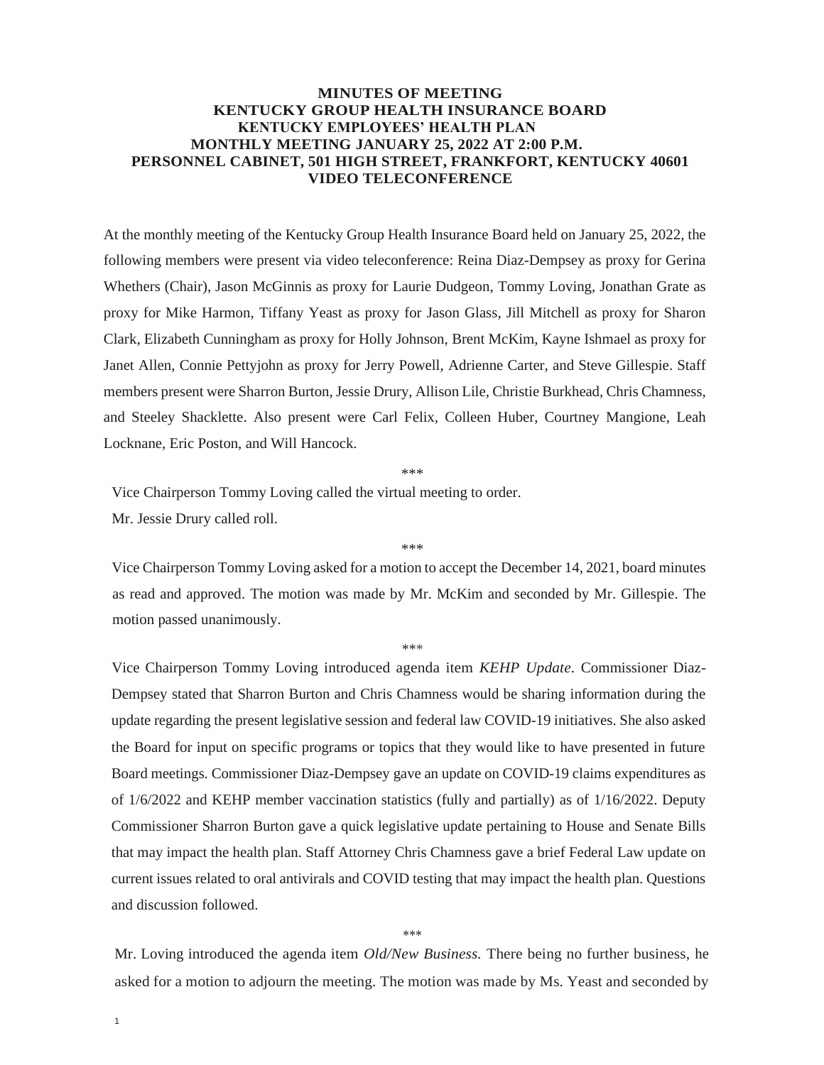# MINUTES OF MEETING
## KENTUCKY GROUP HEALTH INSURANCE BOARD
## KENTUCKY EMPLOYEES' HEALTH PLAN
## MONTHLY MEETING JANUARY 25, 2022 AT 2:00 P.M.
## PERSONNEL CABINET, 501 HIGH STREET, FRANKFORT, KENTUCKY 40601
## VIDEO TELECONFERENCE

At the monthly meeting of the Kentucky Group Health Insurance Board held on January 25, 2022, the following members were present via video teleconference: Reina Diaz-Dempsey as proxy for Gerina Whethers (Chair), Jason McGinnis as proxy for Laurie Dudgeon, Tommy Loving, Jonathan Grate as proxy for Mike Harmon, Tiffany Yeast as proxy for Jason Glass, Jill Mitchell as proxy for Sharon Clark, Elizabeth Cunningham as proxy for Holly Johnson, Brent McKim, Kayne Ishmael as proxy for Janet Allen, Connie Pettyjohn as proxy for Jerry Powell, Adrienne Carter, and Steve Gillespie. Staff members present were Sharron Burton, Jessie Drury, Allison Lile, Christie Burkhead, Chris Chamness, and Steeley Shacklette. Also present were Carl Felix, Colleen Huber, Courtney Mangione, Leah Locknane, Eric Poston, and Will Hancock.

\*\*\*

Vice Chairperson Tommy Loving called the virtual meeting to order.

Mr. Jessie Drury called roll.

\*\*\*

Vice Chairperson Tommy Loving asked for a motion to accept the December 14, 2021, board minutes as read and approved. The motion was made by Mr. McKim and seconded by Mr. Gillespie. The motion passed unanimously.

\*\*\*

Vice Chairperson Tommy Loving introduced agenda item *KEHP Update*. Commissioner Diaz-Dempsey stated that Sharron Burton and Chris Chamness would be sharing information during the update regarding the present legislative session and federal law COVID-19 initiatives. She also asked the Board for input on specific programs or topics that they would like to have presented in future Board meetings. Commissioner Diaz-Dempsey gave an update on COVID-19 claims expenditures as of 1/6/2022 and KEHP member vaccination statistics (fully and partially) as of 1/16/2022. Deputy Commissioner Sharron Burton gave a quick legislative update pertaining to House and Senate Bills that may impact the health plan. Staff Attorney Chris Chamness gave a brief Federal Law update on current issues related to oral antivirals and COVID testing that may impact the health plan. Questions and discussion followed.

\*\*\*

Mr. Loving introduced the agenda item *Old/New Business.* There being no further business, he asked for a motion to adjourn the meeting. The motion was made by Ms. Yeast and seconded by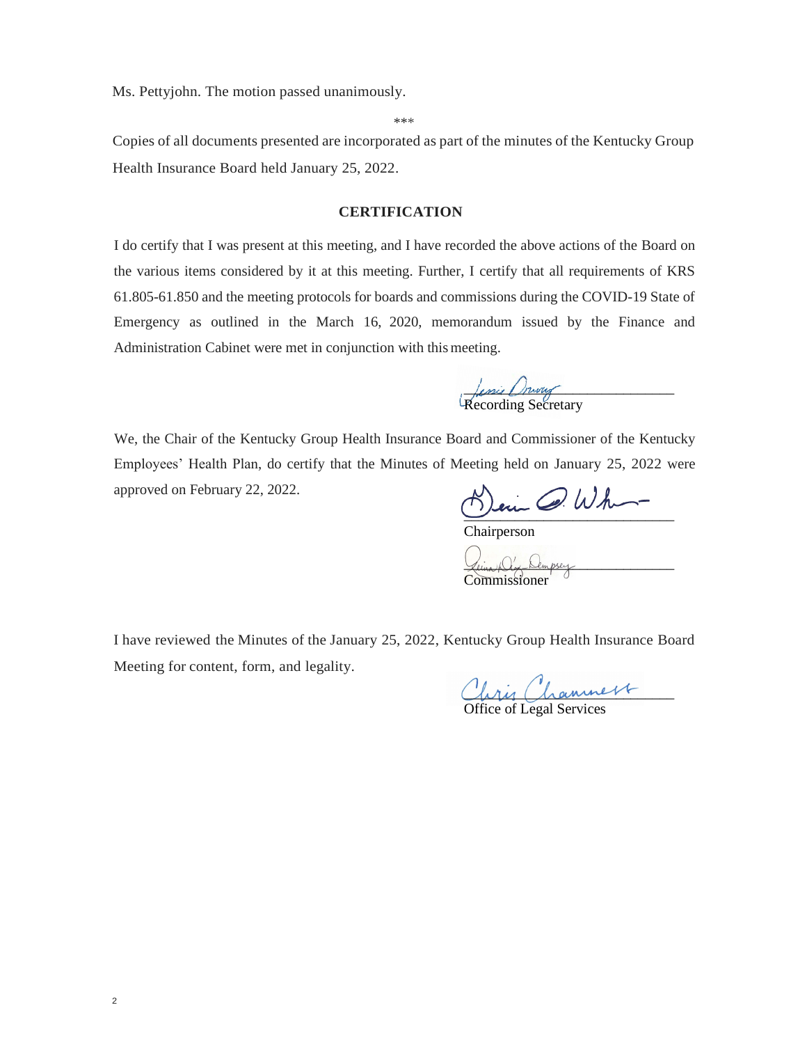Ms. Pettyjohn. The motion passed unanimously.

\*\*\*

Copies of all documents presented are incorporated as part of the minutes of the Kentucky Group Health Insurance Board held January 25, 2022.

## CERTIFICATION

I do certify that I was present at this meeting, and I have recorded the above actions of the Board on the various items considered by it at this meeting. Further, I certify that all requirements of KRS 61.805-61.850 and the meeting protocols for boards and commissions during the COVID-19 State of Emergency as outlined in the March 16, 2020, memorandum issued by the Finance and Administration Cabinet were met in conjunction with this meeting.

Recording Secretary

We, the Chair of the Kentucky Group Health Insurance Board and Commissioner of the Kentucky Employees' Health Plan, do certify that the Minutes of Meeting held on January 25, 2022 were approved on February 22, 2022.

Chairperson

Commissioner

I have reviewed the Minutes of the January 25, 2022, Kentucky Group Health Insurance Board Meeting for content, form, and legality.

Office of Legal Services